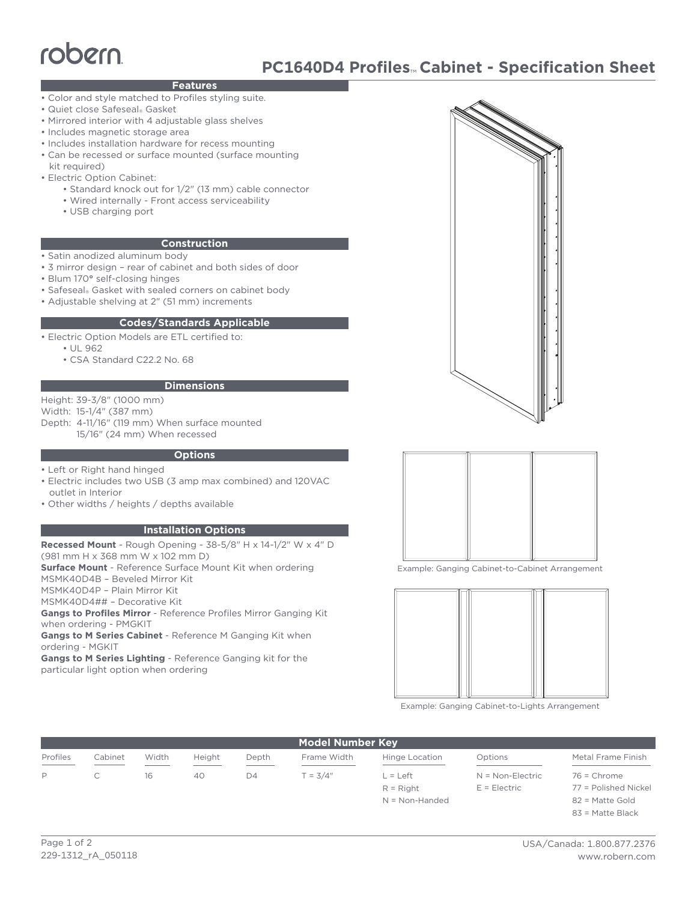robern

# PC1640D4 Profiles™ Cabinet - Specification Sheet

## Features

- Color and style matched to Profiles styling suite.
- Quiet close Safeseal® Gasket
- Mirrored interior with 4 adjustable glass shelves
- Includes magnetic storage area
- Includes installation hardware for recess mounting
- Can be recessed or surface mounted (surface mounting kit required)
- Electric Option Cabinet:
  - Standard knock out for 1/2" (13 mm) cable connector
  - Wired internally - Front access serviceability
  - USB charging port

## Construction

- Satin anodized aluminum body
- 3 mirror design – rear of cabinet and both sides of door
- Blum 170° self-closing hinges
- Safeseal® Gasket with sealed corners on cabinet body
- Adjustable shelving at 2" (51 mm) increments

## Codes/Standards Applicable

- Electric Option Models are ETL certified to:
  - UL 962
  - CSA Standard C22.2 No. 68

## Dimensions

Height: 39-3/8" (1000 mm)
Width: 15-1/4" (387 mm)
Depth: 4-11/16" (119 mm) When surface mounted
15/16" (24 mm) When recessed

## Options

- Left or Right hand hinged
- Electric includes two USB (3 amp max combined) and 120VAC outlet in Interior
- Other widths / heights / depths available

## Installation Options

**Recessed Mount** - Rough Opening - 38-5/8" H x 14-1/2" W x 4" D (981 mm H x 368 mm W x 102 mm D)
**Surface Mount** - Reference Surface Mount Kit when ordering
MSMK40D4B – Beveled Mirror Kit
MSMK40D4P – Plain Mirror Kit
MSMK40D4## – Decorative Kit
**Gangs to Profiles Mirror** - Reference Profiles Mirror Ganging Kit when ordering - PMGKIT
**Gangs to M Series Cabinet** - Reference M Ganging Kit when ordering - MGKIT
**Gangs to M Series Lighting** - Reference Ganging kit for the particular light option when ordering

Example: Ganging Cabinet-to-Cabinet Arrangement

Example: Ganging Cabinet-to-Lights Arrangement

## Model Number Key

| Profiles | Cabinet | Width | Height | Depth | Frame Width | Hinge Location | Options | Metal Frame Finish |
|---|---|---|---|---|---|---|---|---|
| P | C | 16 | 40 | D4 | T = 3/4" | L = Left<br>R = Right<br>N = Non-Handed | N = Non-Electric<br>E = Electric | 76 = Chrome<br>77 = Polished Nickel<br>82 = Matte Gold<br>83 = Matte Black |

229-1312_rA_050118

USA/Canada: 1.800.877.2376
www.robern.com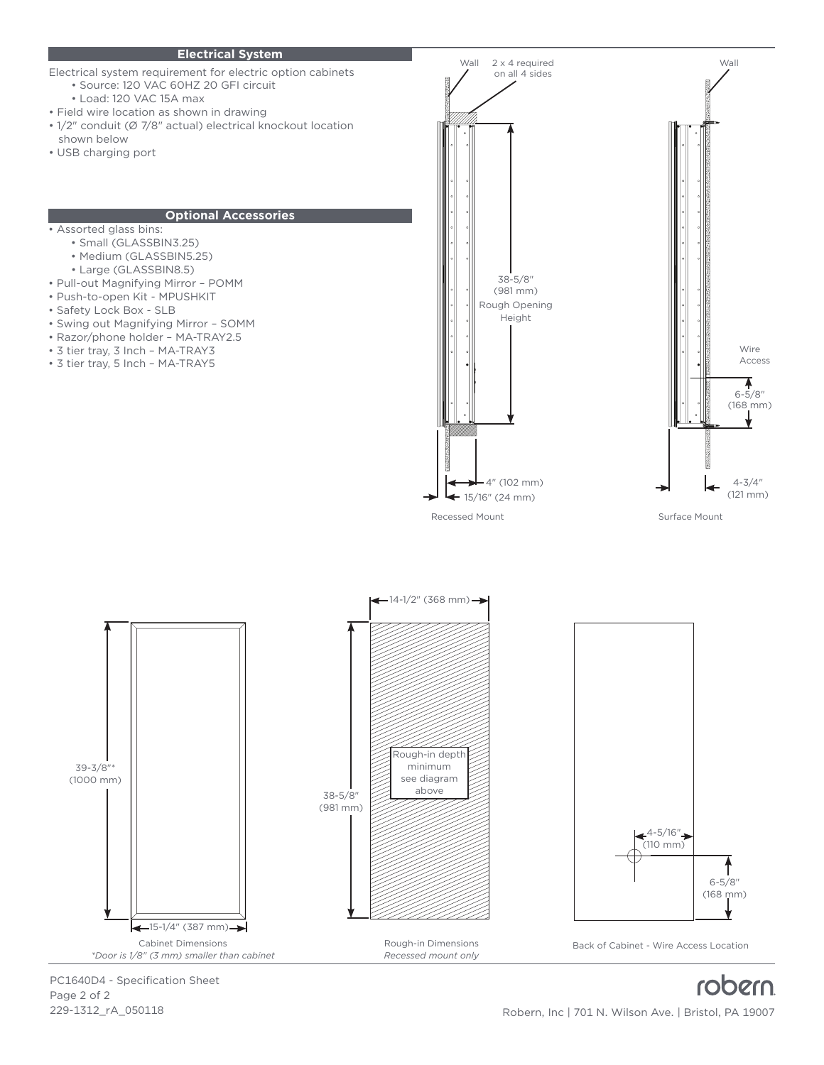## Electrical System

Electrical system requirement for electric option cabinets

- Source: 120 VAC 60HZ 20 GFI circuit
- Load: 120 VAC 15A max

- Field wire location as shown in drawing
- 1/2" conduit (Ø 7/8" actual) electrical knockout location shown below
- USB charging port

## Optional Accessories

- Assorted glass bins:
  - Small (GLASSBIN3.25)
  - Medium (GLASSBIN5.25)
  - Large (GLASSBIN8.5)
- Pull-out Magnifying Mirror – POMM
- Push-to-open Kit - MPUSHKIT
- Safety Lock Box - SLB
- Swing out Magnifying Mirror – SOMM
- Razor/phone holder – MA-TRAY2.5
- 3 tier tray, 3 Inch – MA-TRAY3
- 3 tier tray, 5 Inch – MA-TRAY5

Wall

2 x 4 required on all 4 sides

38-5/8" (981 mm) Rough Opening Height

4" (102 mm)

15/16" (24 mm)

Recessed Mount

Wall

Wire Access

6-5/8" (168 mm)

4-3/4" (121 mm)

Surface Mount

39-3/8"* (1000 mm)

15-1/4" (387 mm)

Cabinet Dimensions

*Door is 1/8" (3 mm) smaller than cabinet*

14-1/2" (368 mm)

38-5/8" (981 mm)

Rough-in depth minimum see diagram above

Rough-in Dimensions

*Recessed mount only*

4-5/16" (110 mm)

6-5/8" (168 mm)

Back of Cabinet - Wire Access Location

PC1640D4 - Specification Sheet

229-1312_rA_050118

robern

Robern, Inc | 701 N. Wilson Ave. | Bristol, PA 19007